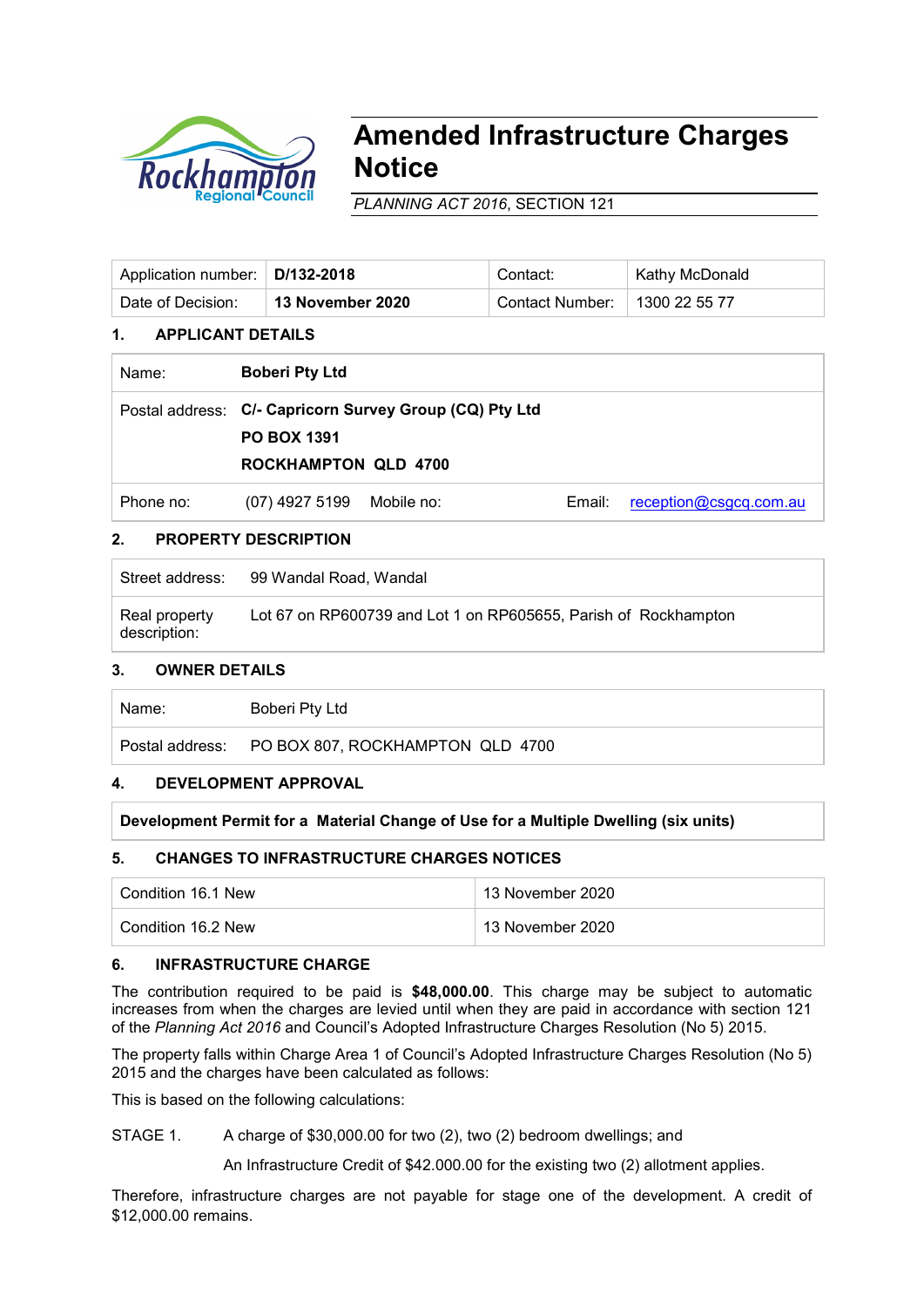# Amended Infrastructure Charges Notice

*PLANNING ACT 2016*, SECTION 121

| Application number: | **D/132-2018** | Contact: | Kathy McDonald |
|---|---|---|---|
| Date of Decision: | **13 November 2020** | Contact Number: | 1300 22 55 77 |

## 1. APPLICANT DETAILS

| Name: | **Boberi Pty Ltd** | | | | |
|---|---|---|---|---|---|
| Postal address: | **C/- Capricorn Survey Group (CQ) Pty Ltd<br>PO BOX 1391<br>ROCKHAMPTON QLD 4700** | | | | |
| Phone no: | (07) 4927 5199 | Mobile no: | | Email: | reception@csgcq.com.au |

## 2. PROPERTY DESCRIPTION

| Street address: | 99 Wandal Road, Wandal |
|---|---|
| Real property description: | Lot 67 on RP600739 and Lot 1 on RP605655, Parish of Rockhampton |

## 3. OWNER DETAILS

| Name: | Boberi Pty Ltd |
|---|---|
| Postal address: | PO BOX 807, ROCKHAMPTON QLD 4700 |

## 4. DEVELOPMENT APPROVAL

**Development Permit for a Material Change of Use for a Multiple Dwelling (six units)**

## 5. CHANGES TO INFRASTRUCTURE CHARGES NOTICES

| Condition 16.1 New | 13 November 2020 |
|---|---|
| Condition 16.2 New | 13 November 2020 |

## 6. INFRASTRUCTURE CHARGE

The contribution required to be paid is **$48,000.00**. This charge may be subject to automatic increases from when the charges are levied until when they are paid in accordance with section 121 of the *Planning Act 2016* and Council's Adopted Infrastructure Charges Resolution (No 5) 2015.

The property falls within Charge Area 1 of Council's Adopted Infrastructure Charges Resolution (No 5) 2015 and the charges have been calculated as follows:

This is based on the following calculations:

STAGE 1. A charge of $30,000.00 for two (2), two (2) bedroom dwellings; and

An Infrastructure Credit of $42.000.00 for the existing two (2) allotment applies.

Therefore, infrastructure charges are not payable for stage one of the development. A credit of $12,000.00 remains.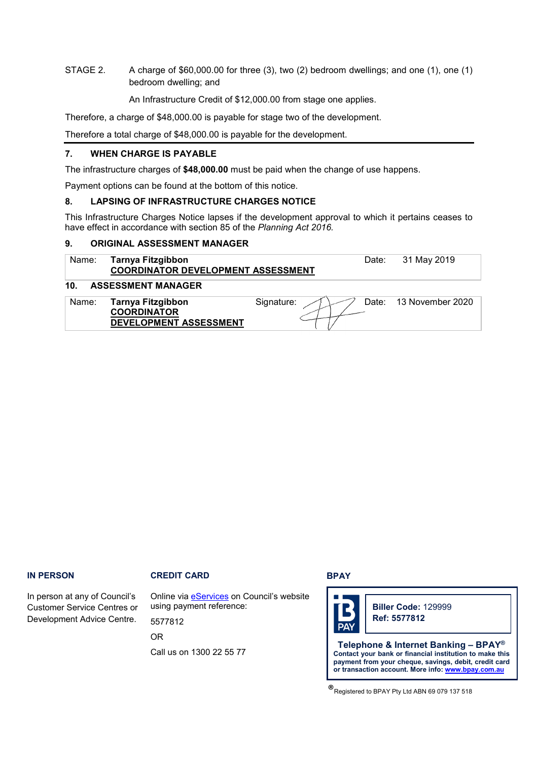STAGE 2. A charge of $60,000.00 for three (3), two (2) bedroom dwellings; and one (1), one (1) bedroom dwelling; and

An Infrastructure Credit of $12,000.00 from stage one applies.

Therefore, a charge of $48,000.00 is payable for stage two of the development.

Therefore a total charge of $48,000.00 is payable for the development.

## 7. WHEN CHARGE IS PAYABLE

The infrastructure charges of **$48,000.00** must be paid when the change of use happens.

Payment options can be found at the bottom of this notice.

## 8. LAPSING OF INFRASTRUCTURE CHARGES NOTICE

This Infrastructure Charges Notice lapses if the development approval to which it pertains ceases to have effect in accordance with section 85 of the *Planning Act 2016.*

## 9. ORIGINAL ASSESSMENT MANAGER

| | | | |
|---|---|---|---|
| Name: | **Tarnya Fitzgibbon** **COORDINATOR DEVELOPMENT ASSESSMENT** | Date: | 31 May 2019 |

## 10. ASSESSMENT MANAGER

| | | | | | |
|---|---|---|---|---|---|
| Name: | **Tarnya Fitzgibbon** **COORDINATOR DEVELOPMENT ASSESSMENT** | Signature: | | Date: | 13 November 2020 |

**IN PERSON**

In person at any of Council's Customer Service Centres or Development Advice Centre.

**CREDIT CARD**

Online via eServices on Council's website using payment reference:

5577812

OR

Call us on 1300 22 55 77

**BPAY**

**Biller Code:** 129999
**Ref: 5577812**

**Telephone & Internet Banking – BPAY®**
**Contact your bank or financial institution to make this payment from your cheque, savings, debit, credit card or transaction account. More info: www.bpay.com.au**

® Registered to BPAY Pty Ltd ABN 69 079 137 518